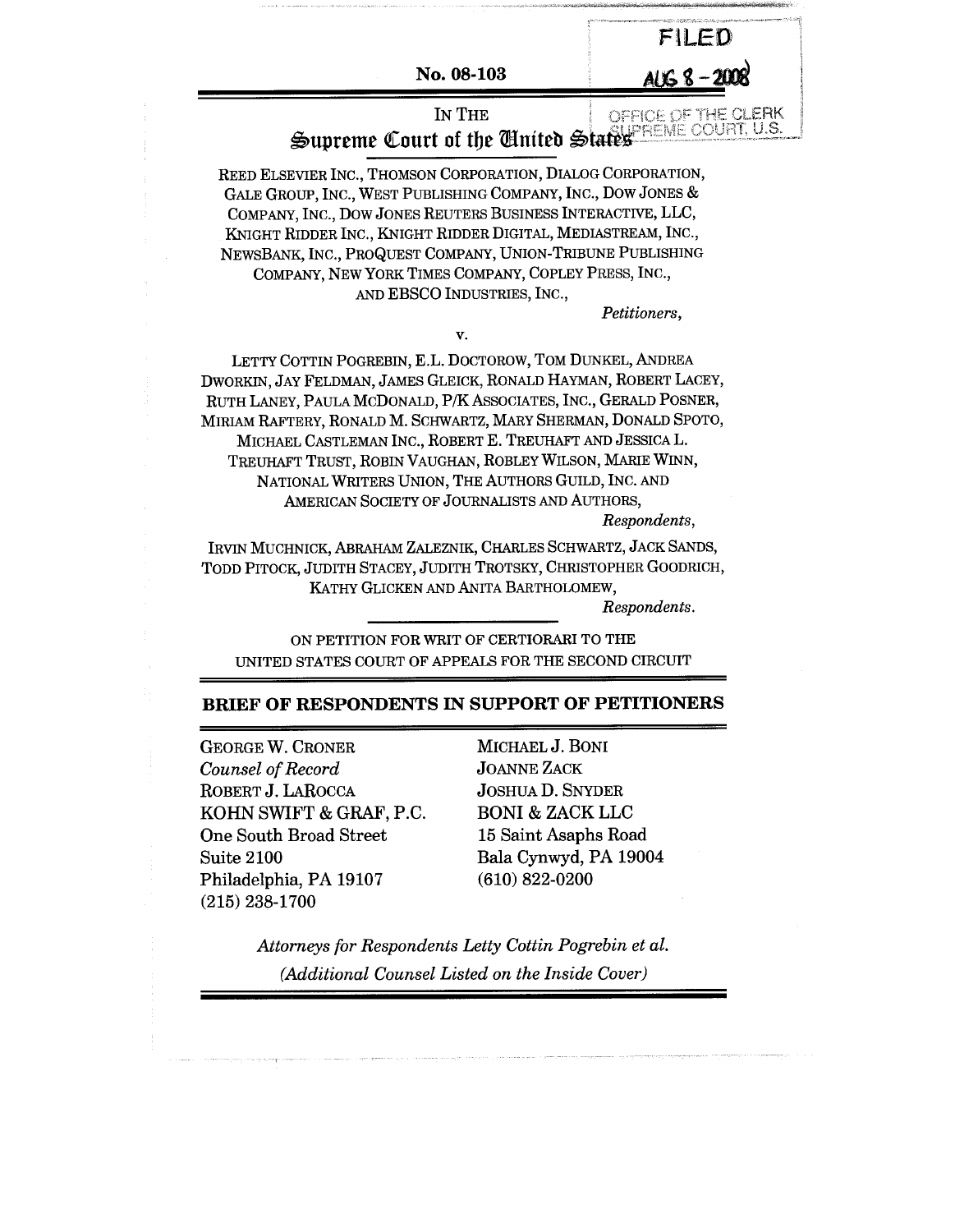FILED

AUG 8 - 2008

OFFICE OF THE CLERK SUPREME COURT, U.S.

No. 08-103

IN THE

# Supreme Court of the United States

REED ELSEVIER INC., THOMSON CORPORATION, DIALOG CORPORATION, GALE GROUP, INC., WEST PUBLISHING COMPANY, INC., DOW JONES & COMPANY, INC., DOW JONES REUTERS BUSINESS INTERACTIVE, LLC, KNIGHT RIDDER INC., KNIGHT RIDDER DIGITAL, MEDIASTREAM, INC., NEWSBANK, INC., PROQUEST COMPANY, UNION-TRIBUNE PUBLISHING COMPANY, NEW YORK TIMES COMPANY, COPLEY PRESS, INC., AND EBSCO INDUSTRIES, INC.,

*Petitioners*,

v.

LETTY COTTIN POGREBIN, E.L. DOCTOROW, TOM DUNKEL, ANDREA DWORKIN, JAY FELDMAN, JAMES GLEICK, RONALD HAYMAN, ROBERT LACEY, RUTH LANEY, PAULA MCDONALD, P/K ASSOCIATES, INC., GERALD POSNER, MIRIAM RAFTERY, RONALD M. SCHWARTZ, MARY SHERMAN, DONALD SPOTO, MICHAEL CASTLEMAN INC., ROBERT E. TREUHAFT AND JESSICA L. TREUHAFT TRUST, ROBIN VAUGHAN, ROBLEY WILSON, MARIE WINN, NATIONAL WRITERS UNION, THE AUTHORS GUILD, INC. AND AMERICAN SOCIETY OF JOURNALISTS AND AUTHORS,

*Respondents*,

IRVIN MUCHNICK, ABRAHAM ZALEZNIK, CHARLES SCHWARTZ, JACK SANDS, TODD PITOCK, JUDITH STACEY, JUDITH TROTSKY, CHRISTOPHER GOODRICH, KATHY GLICKEN AND ANITA BARTHOLOMEW,

*Respondents*.

ON PETITION FOR WRIT OF CERTIORARI TO THE UNITED STATES COURT OF APPEALS FOR THE SECOND CIRCUIT

## BRIEF OF RESPONDENTS IN SUPPORT OF PETITIONERS

GEORGE W. CRONER
*Counsel of Record*
ROBERT J. LAROCCA
KOHN SWIFT & GRAF, P.C.
One South Broad Street
Suite 2100
Philadelphia, PA 19107
(215) 238-1700

MICHAEL J. BONI
JOANNE ZACK
JOSHUA D. SNYDER
BONI & ZACK LLC
15 Saint Asaphs Road
Bala Cynwyd, PA 19004
(610) 822-0200

*Attorneys for Respondents Letty Cottin Pogrebin et al.*

*(Additional Counsel Listed on the Inside Cover)*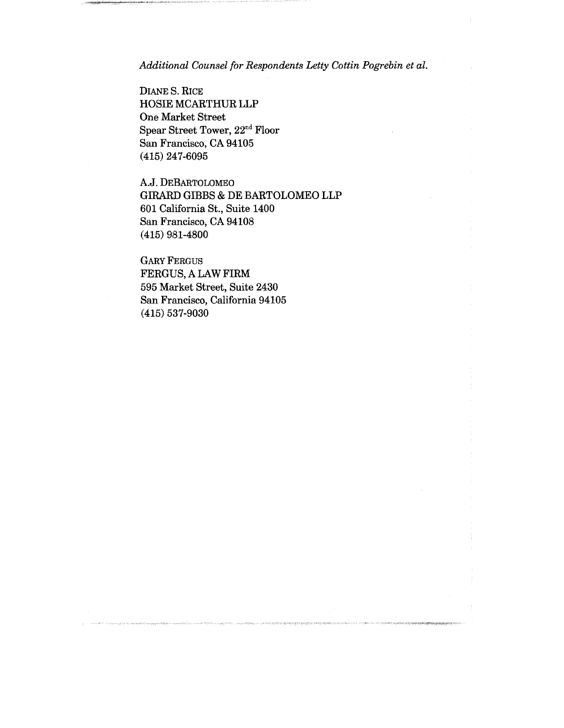*Additional Counsel for Respondents Letty Cottin Pogrebin et al.*

DIANE S. RICE
HOSIE MCARTHUR LLP
One Market Street
Spear Street Tower, 22nd Floor
San Francisco, CA 94105
(415) 247-6095

A.J. DEBARTOLOMEO
GIRARD GIBBS & DE BARTOLOMEO LLP
601 California St., Suite 1400
San Francisco, CA 94108
(415) 981-4800

GARY FERGUS
FERGUS, A LAW FIRM
595 Market Street, Suite 2430
San Francisco, California 94105
(415) 537-9030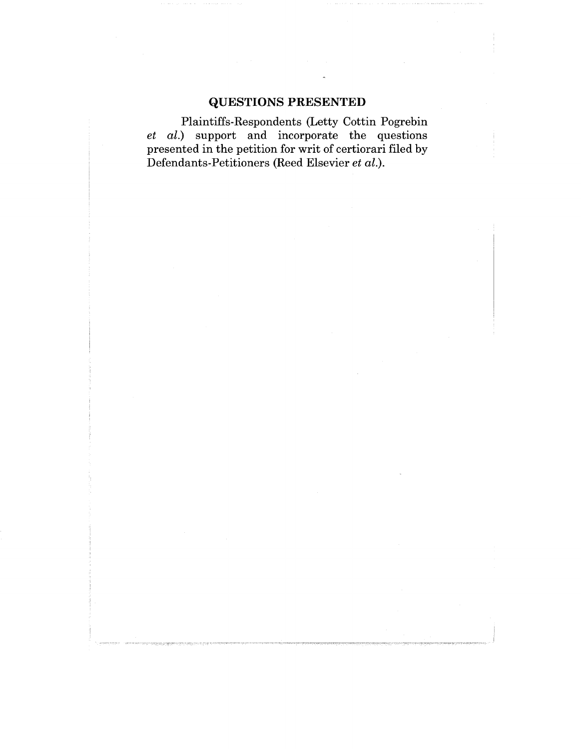## QUESTIONS PRESENTED

Plaintiffs-Respondents (Letty Cottin Pogrebin *et al.*) support and incorporate the questions presented in the petition for writ of certiorari filed by Defendants-Petitioners (Reed Elsevier *et al.*).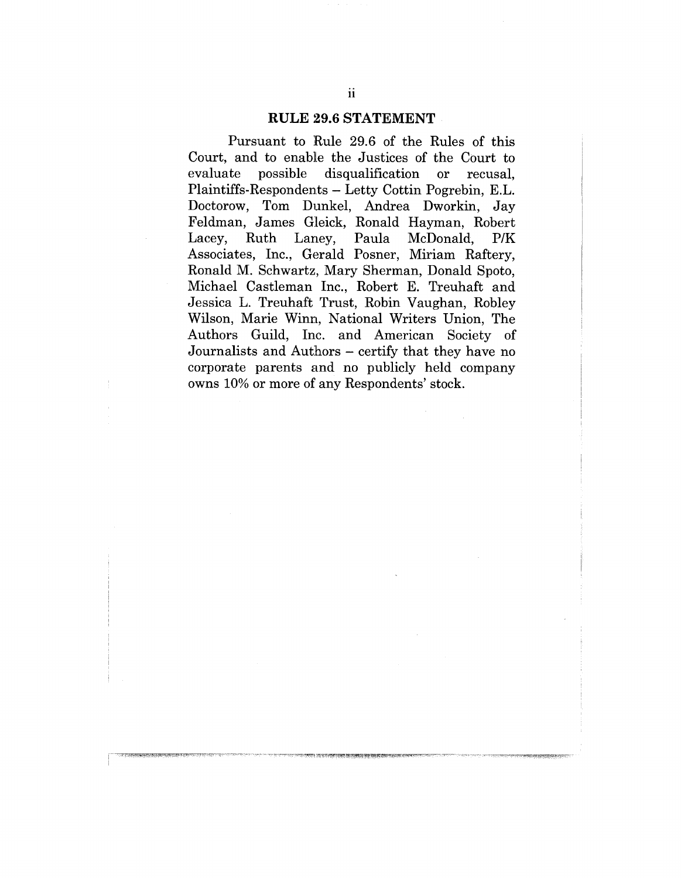## RULE 29.6 STATEMENT

Pursuant to Rule 29.6 of the Rules of this Court, and to enable the Justices of the Court to evaluate possible disqualification or recusal, Plaintiffs-Respondents – Letty Cottin Pogrebin, E.L. Doctorow, Tom Dunkel, Andrea Dworkin, Jay Feldman, James Gleick, Ronald Hayman, Robert Lacey, Ruth Laney, Paula McDonald, P/K Associates, Inc., Gerald Posner, Miriam Raftery, Ronald M. Schwartz, Mary Sherman, Donald Spoto, Michael Castleman Inc., Robert E. Treuhaft and Jessica L. Treuhaft Trust, Robin Vaughan, Robley Wilson, Marie Winn, National Writers Union, The Authors Guild, Inc. and American Society of Journalists and Authors – certify that they have no corporate parents and no publicly held company owns 10% or more of any Respondents' stock.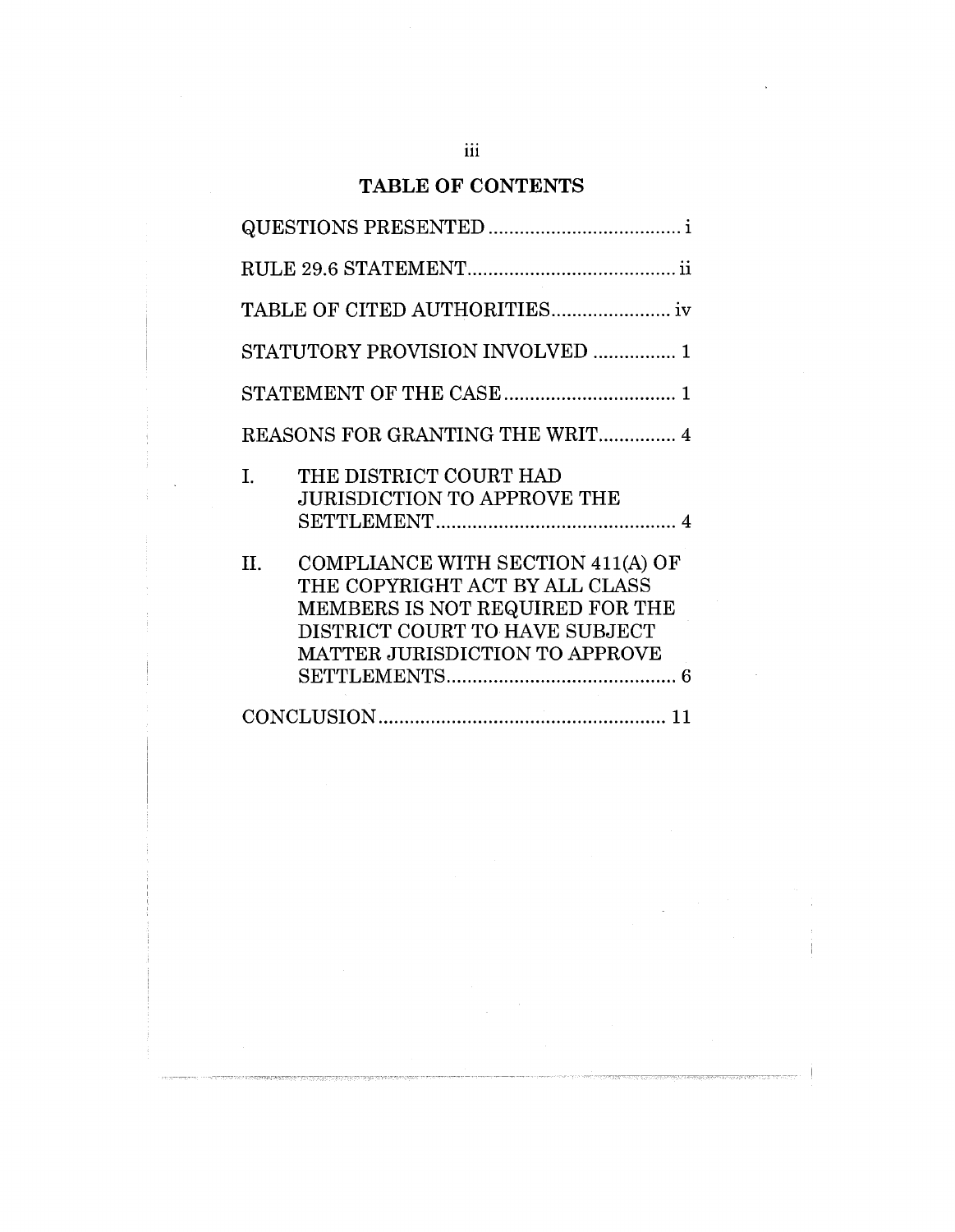# TABLE OF CONTENTS

QUESTIONS PRESENTED ..................................... i

RULE 29.6 STATEMENT........................................ ii

TABLE OF CITED AUTHORITIES....................... iv

STATUTORY PROVISION INVOLVED ................ 1

STATEMENT OF THE CASE................................. 1

REASONS FOR GRANTING THE WRIT............... 4

I. THE DISTRICT COURT HAD JURISDICTION TO APPROVE THE SETTLEMENT.............................................. 4

II. COMPLIANCE WITH SECTION 411(A) OF THE COPYRIGHT ACT BY ALL CLASS MEMBERS IS NOT REQUIRED FOR THE DISTRICT COURT TO HAVE SUBJECT MATTER JURISDICTION TO APPROVE SETTLEMENTS............................................ 6

CONCLUSION....................................................... 11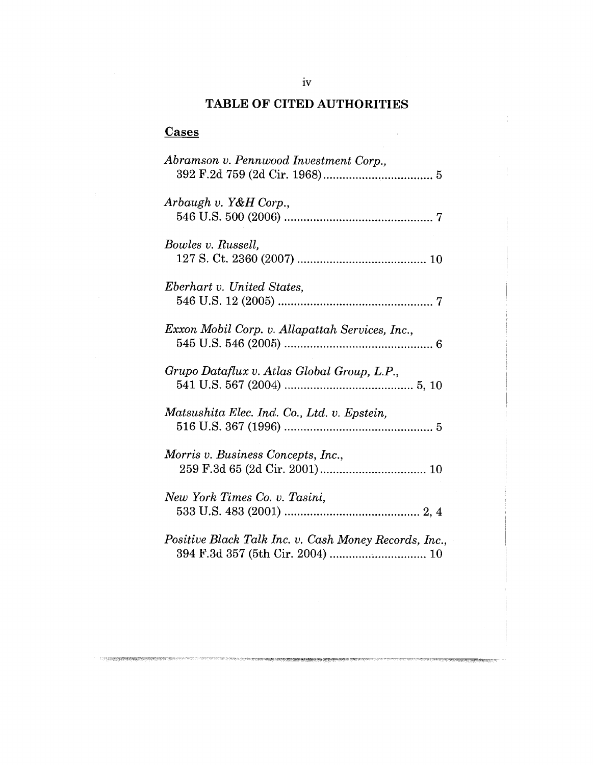# TABLE OF CITED AUTHORITIES

## Cases

*Abramson v. Pennwood Investment Corp.*, 392 F.2d 759 (2d Cir. 1968) .................................. 5

*Arbaugh v. Y&H Corp.*, 546 U.S. 500 (2006) .............................................. 7

*Bowles v. Russell*, 127 S. Ct. 2360 (2007) ........................................ 10

*Eberhart v. United States*, 546 U.S. 12 (2005) ................................................ 7

*Exxon Mobil Corp. v. Allapattah Services, Inc.*, 545 U.S. 546 (2005) .............................................. 6

*Grupo Dataflux v. Atlas Global Group, L.P.*, 541 U.S. 567 (2004) ........................................ 5, 10

*Matsushita Elec. Ind. Co., Ltd. v. Epstein*, 516 U.S. 367 (1996) .............................................. 5

*Morris v. Business Concepts, Inc.*, 259 F.3d 65 (2d Cir. 2001) ................................. 10

*New York Times Co. v. Tasini*, 533 U.S. 483 (2001) .......................................... 2, 4

*Positive Black Talk Inc. v. Cash Money Records, Inc.*, 394 F.3d 357 (5th Cir. 2004) .............................. 10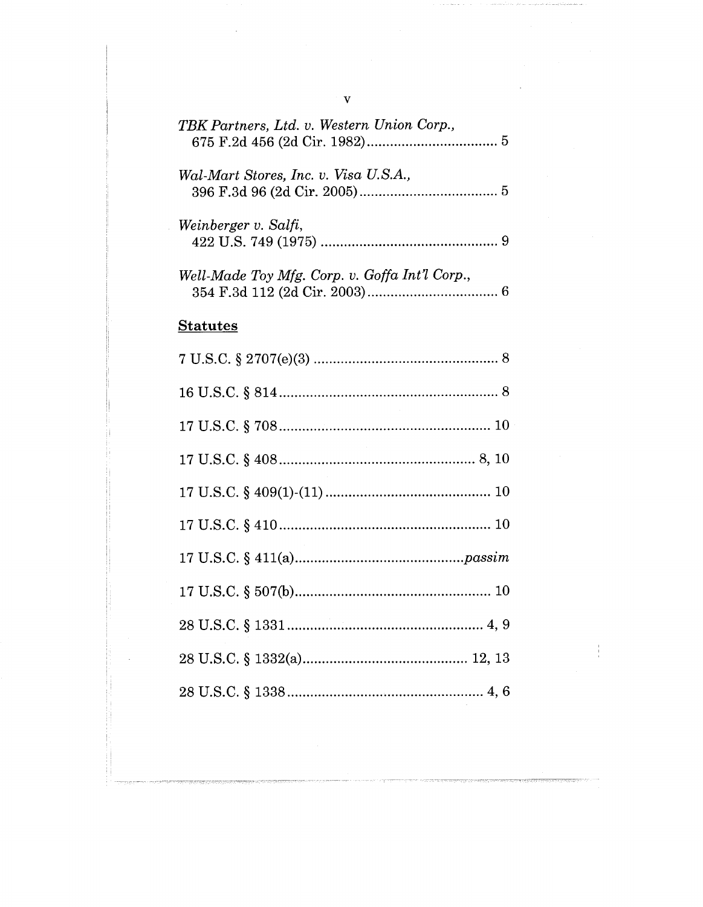*TBK Partners, Ltd. v. Western Union Corp.*,
675 F.2d 456 (2d Cir. 1982) .................................. 5

*Wal-Mart Stores, Inc. v. Visa U.S.A.*,
396 F.3d 96 (2d Cir. 2005) .................................... 5

*Weinberger v. Salfi*,
422 U.S. 749 (1975) .............................................. 9

*Well-Made Toy Mfg. Corp. v. Goffa Int'l Corp.*,
354 F.3d 112 (2d Cir. 2003) .................................. 6

**Statutes**

7 U.S.C. § 2707(e)(3) ................................................ 8

16 U.S.C. § 814 ......................................................... 8

17 U.S.C. § 708 ....................................................... 10

17 U.S.C. § 408 ................................................... 8, 10

17 U.S.C. § 409(1)-(11) ........................................... 10

17 U.S.C. § 410 ....................................................... 10

17 U.S.C. § 411(a) ............................................. *passim*

17 U.S.C. § 507(b) ................................................... 10

28 U.S.C. § 1331 .................................................... 4, 9

28 U.S.C. § 1332(a) ............................................ 12, 13

28 U.S.C. § 1338 .................................................... 4, 6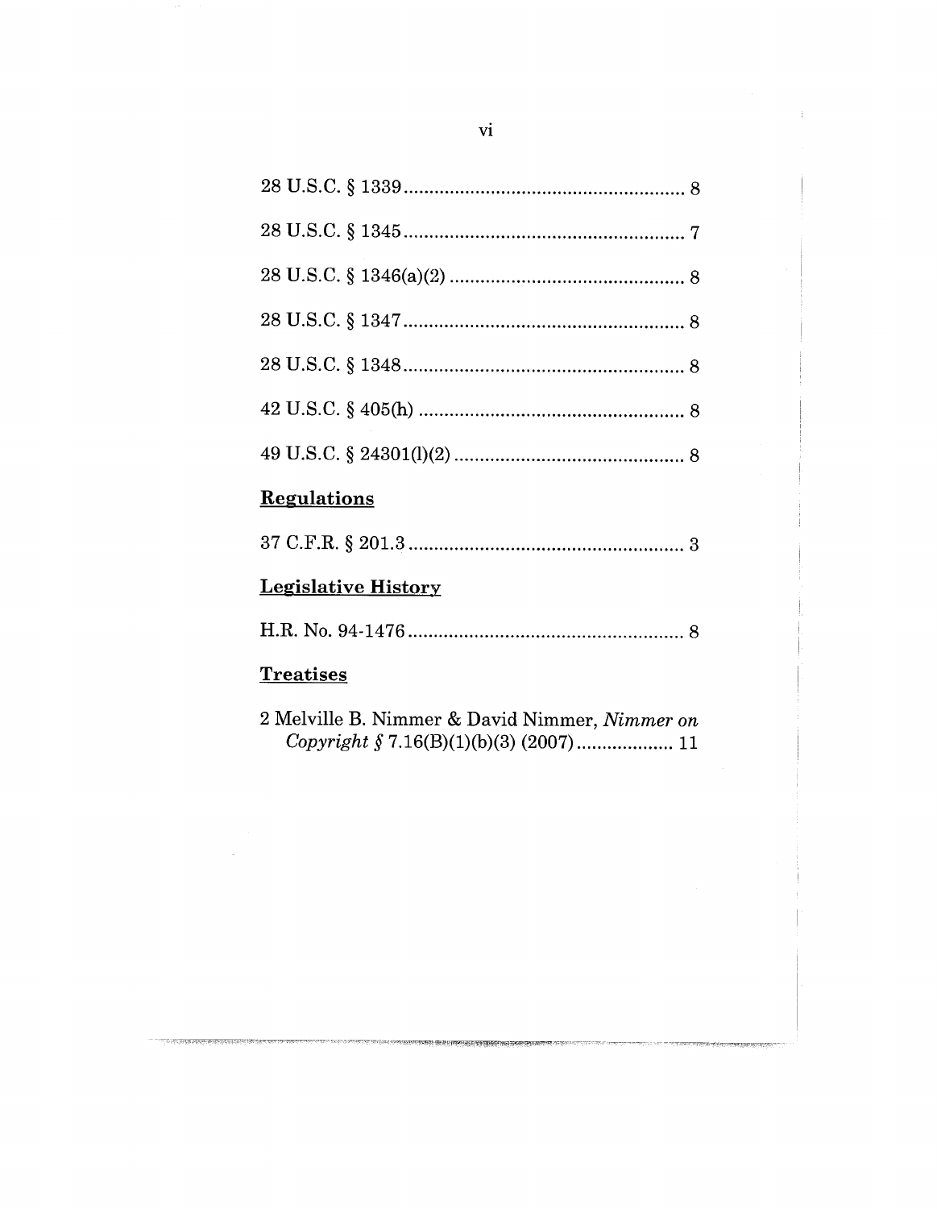28 U.S.C. § 1339 ........................................................ 8

28 U.S.C. § 1345 ........................................................ 7

28 U.S.C. § 1346(a)(2) ............................................... 8

28 U.S.C. § 1347 ........................................................ 8

28 U.S.C. § 1348 ........................................................ 8

42 U.S.C. § 405(h) ..................................................... 8

49 U.S.C. § 24301(l)(2) .............................................. 8

**<u>Regulations</u>**

37 C.F.R. § 201.3 ....................................................... 3

**<u>Legislative History</u>**

H.R. No. 94-1476 ....................................................... 8

**<u>Treatises</u>**

2 Melville B. Nimmer & David Nimmer, *Nimmer on Copyright* § 7.16(B)(1)(b)(3) (2007) ................... 11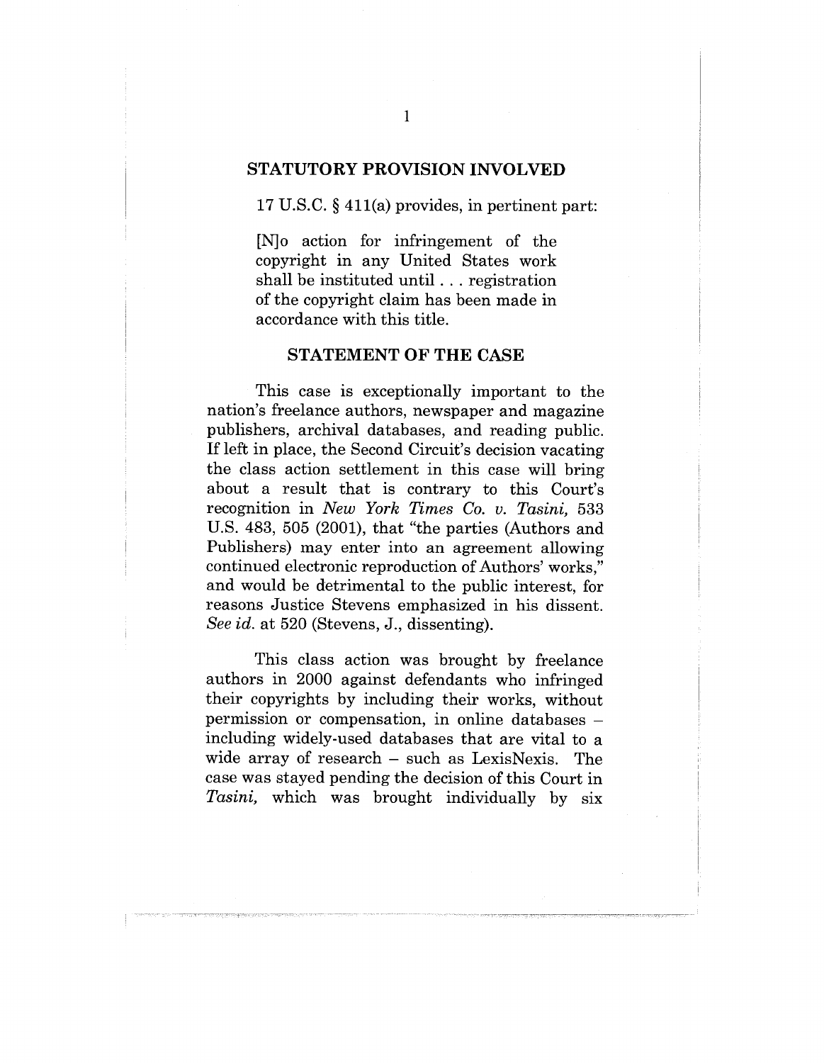## STATUTORY PROVISION INVOLVED

17 U.S.C. § 411(a) provides, in pertinent part:

> [N]o action for infringement of the copyright in any United States work shall be instituted until . . . registration of the copyright claim has been made in accordance with this title.

## STATEMENT OF THE CASE

This case is exceptionally important to the nation's freelance authors, newspaper and magazine publishers, archival databases, and reading public. If left in place, the Second Circuit's decision vacating the class action settlement in this case will bring about a result that is contrary to this Court's recognition in *New York Times Co. v. Tasini,* 533 U.S. 483, 505 (2001), that "the parties (Authors and Publishers) may enter into an agreement allowing continued electronic reproduction of Authors' works," and would be detrimental to the public interest, for reasons Justice Stevens emphasized in his dissent. *See id.* at 520 (Stevens, J., dissenting).

This class action was brought by freelance authors in 2000 against defendants who infringed their copyrights by including their works, without permission or compensation, in online databases – including widely-used databases that are vital to a wide array of research – such as LexisNexis. The case was stayed pending the decision of this Court in *Tasini,* which was brought individually by six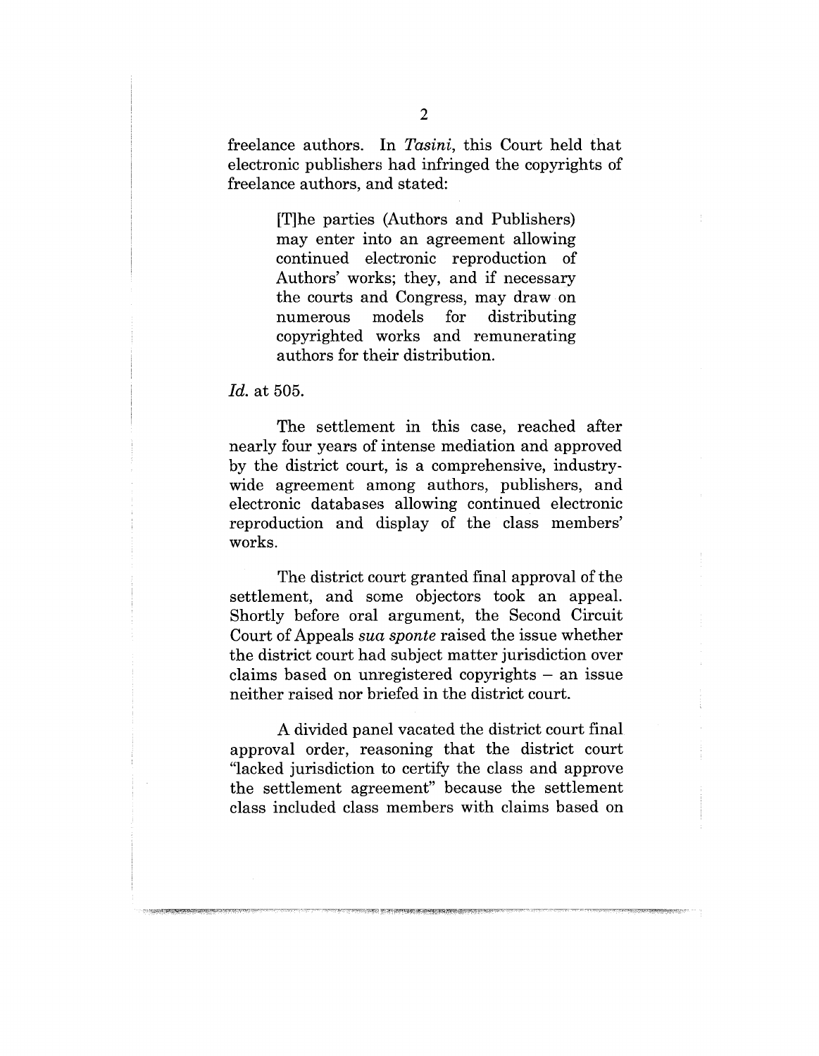freelance authors. In *Tasini*, this Court held that electronic publishers had infringed the copyrights of freelance authors, and stated:

> [T]he parties (Authors and Publishers) may enter into an agreement allowing continued electronic reproduction of Authors' works; they, and if necessary the courts and Congress, may draw on numerous models for distributing copyrighted works and remunerating authors for their distribution.

*Id.* at 505.

The settlement in this case, reached after nearly four years of intense mediation and approved by the district court, is a comprehensive, industry-wide agreement among authors, publishers, and electronic databases allowing continued electronic reproduction and display of the class members' works.

The district court granted final approval of the settlement, and some objectors took an appeal. Shortly before oral argument, the Second Circuit Court of Appeals *sua sponte* raised the issue whether the district court had subject matter jurisdiction over claims based on unregistered copyrights – an issue neither raised nor briefed in the district court.

A divided panel vacated the district court final approval order, reasoning that the district court "lacked jurisdiction to certify the class and approve the settlement agreement" because the settlement class included class members with claims based on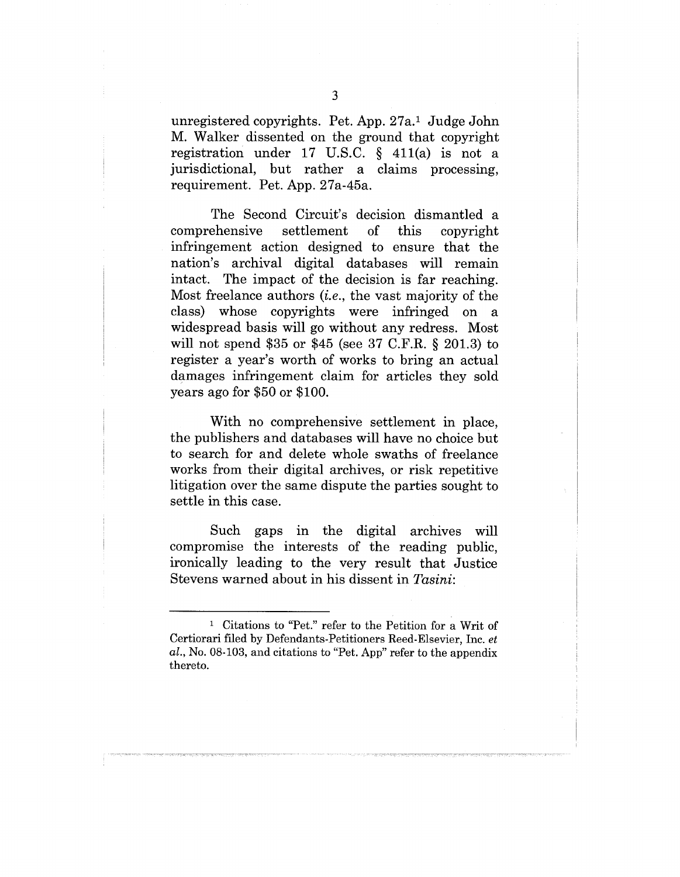unregistered copyrights. Pet. App. 27a.[1] Judge John M. Walker dissented on the ground that copyright registration under 17 U.S.C. § 411(a) is not a jurisdictional, but rather a claims processing, requirement. Pet. App. 27a-45a.

The Second Circuit's decision dismantled a comprehensive settlement of this copyright infringement action designed to ensure that the nation's archival digital databases will remain intact. The impact of the decision is far reaching. Most freelance authors (*i.e.*, the vast majority of the class) whose copyrights were infringed on a widespread basis will go without any redress. Most will not spend $35 or $45 (see 37 C.F.R. § 201.3) to register a year's worth of works to bring an actual damages infringement claim for articles they sold years ago for $50 or $100.

With no comprehensive settlement in place, the publishers and databases will have no choice but to search for and delete whole swaths of freelance works from their digital archives, or risk repetitive litigation over the same dispute the parties sought to settle in this case.

Such gaps in the digital archives will compromise the interests of the reading public, ironically leading to the very result that Justice Stevens warned about in his dissent in *Tasini*:

---

[1] Citations to "Pet." refer to the Petition for a Writ of Certiorari filed by Defendants-Petitioners Reed-Elsevier, Inc. *et al.*, No. 08-103, and citations to "Pet. App" refer to the appendix thereto.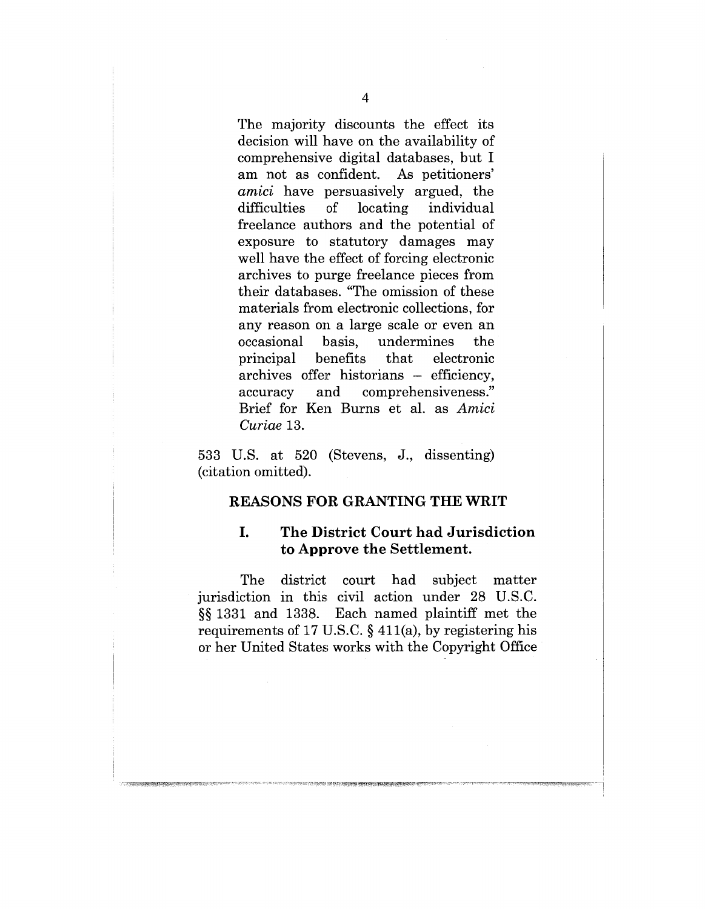> The majority discounts the effect its decision will have on the availability of comprehensive digital databases, but I am not as confident. As petitioners' *amici* have persuasively argued, the difficulties of locating individual freelance authors and the potential of exposure to statutory damages may well have the effect of forcing electronic archives to purge freelance pieces from their databases. "The omission of these materials from electronic collections, for any reason on a large scale or even an occasional basis, undermines the principal benefits that electronic archives offer historians – efficiency, accuracy and comprehensiveness." Brief for Ken Burns et al. as *Amici Curiae* 13.

533 U.S. at 520 (Stevens, J., dissenting) (citation omitted).

## REASONS FOR GRANTING THE WRIT

### I. The District Court had Jurisdiction to Approve the Settlement.

The district court had subject matter jurisdiction in this civil action under 28 U.S.C. §§ 1331 and 1338. Each named plaintiff met the requirements of 17 U.S.C. § 411(a), by registering his or her United States works with the Copyright Office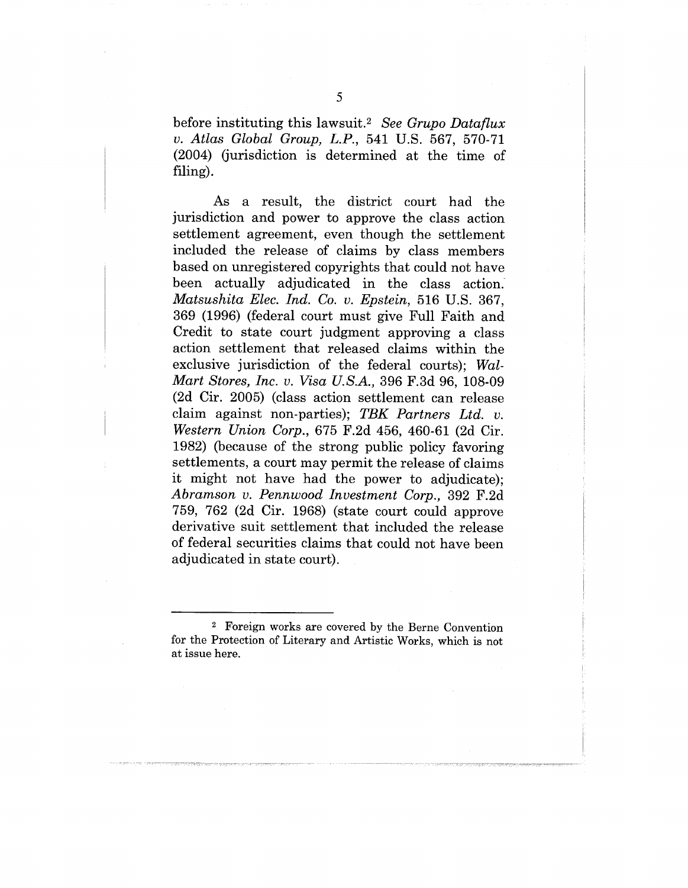before instituting this lawsuit.[2] *See Grupo Dataflux v. Atlas Global Group, L.P.*, 541 U.S. 567, 570-71 (2004) (jurisdiction is determined at the time of filing).

As a result, the district court had the jurisdiction and power to approve the class action settlement agreement, even though the settlement included the release of claims by class members based on unregistered copyrights that could not have been actually adjudicated in the class action. *Matsushita Elec. Ind. Co. v. Epstein*, 516 U.S. 367, 369 (1996) (federal court must give Full Faith and Credit to state court judgment approving a class action settlement that released claims within the exclusive jurisdiction of the federal courts); *Wal-Mart Stores, Inc. v. Visa U.S.A.*, 396 F.3d 96, 108-09 (2d Cir. 2005) (class action settlement can release claim against non-parties); *TBK Partners Ltd. v. Western Union Corp.*, 675 F.2d 456, 460-61 (2d Cir. 1982) (because of the strong public policy favoring settlements, a court may permit the release of claims it might not have had the power to adjudicate); *Abramson v. Pennwood Investment Corp.*, 392 F.2d 759, 762 (2d Cir. 1968) (state court could approve derivative suit settlement that included the release of federal securities claims that could not have been adjudicated in state court).

---

[2] Foreign works are covered by the Berne Convention for the Protection of Literary and Artistic Works, which is not at issue here.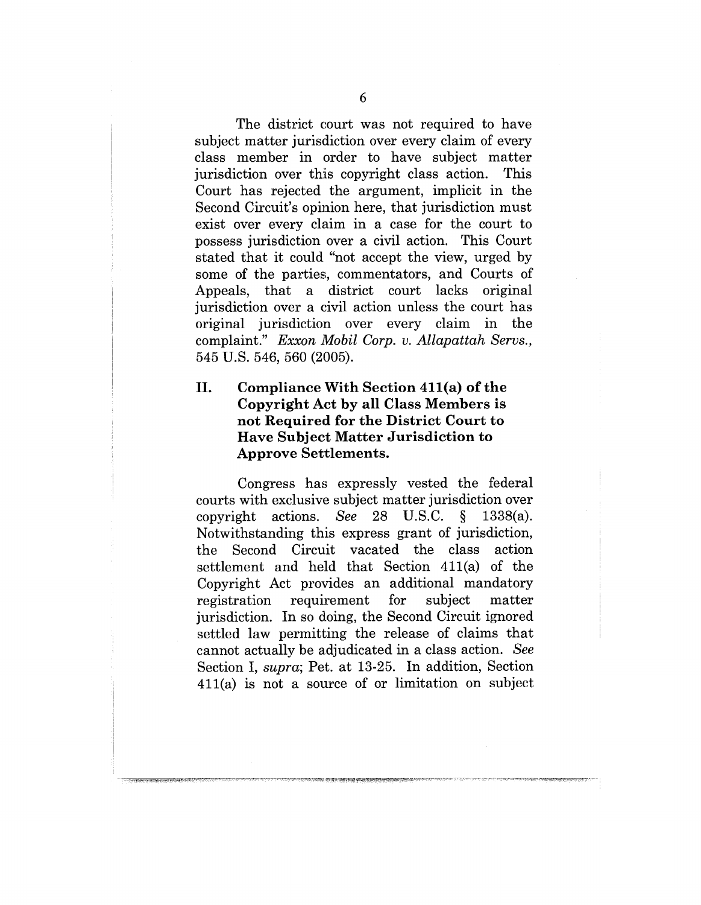The district court was not required to have subject matter jurisdiction over every claim of every class member in order to have subject matter jurisdiction over this copyright class action. This Court has rejected the argument, implicit in the Second Circuit's opinion here, that jurisdiction must exist over every claim in a case for the court to possess jurisdiction over a civil action. This Court stated that it could "not accept the view, urged by some of the parties, commentators, and Courts of Appeals, that a district court lacks original jurisdiction over a civil action unless the court has original jurisdiction over every claim in the complaint." *Exxon Mobil Corp. v. Allapattah Servs.*, 545 U.S. 546, 560 (2005).

## II. Compliance With Section 411(a) of the Copyright Act by all Class Members is not Required for the District Court to Have Subject Matter Jurisdiction to Approve Settlements.

Congress has expressly vested the federal courts with exclusive subject matter jurisdiction over copyright actions. *See* 28 U.S.C. § 1338(a). Notwithstanding this express grant of jurisdiction, the Second Circuit vacated the class action settlement and held that Section 411(a) of the Copyright Act provides an additional mandatory registration requirement for subject matter jurisdiction. In so doing, the Second Circuit ignored settled law permitting the release of claims that cannot actually be adjudicated in a class action. *See* Section I, *supra*; Pet. at 13-25. In addition, Section 411(a) is not a source of or limitation on subject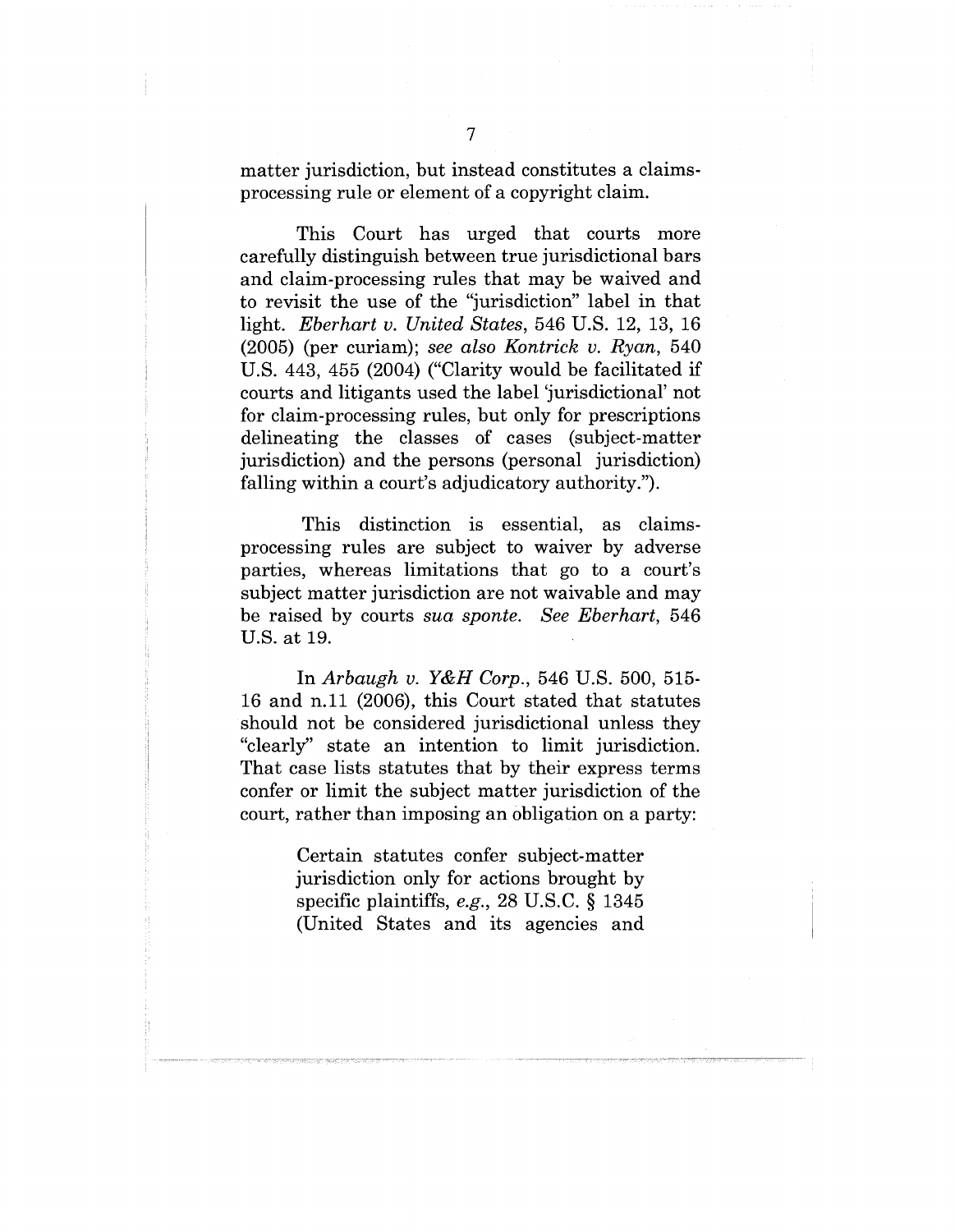matter jurisdiction, but instead constitutes a claims-processing rule or element of a copyright claim.

This Court has urged that courts more carefully distinguish between true jurisdictional bars and claim-processing rules that may be waived and to revisit the use of the "jurisdiction" label in that light. *Eberhart v. United States*, 546 U.S. 12, 13, 16 (2005) (per curiam); *see also Kontrick v. Ryan*, 540 U.S. 443, 455 (2004) ("Clarity would be facilitated if courts and litigants used the label 'jurisdictional' not for claim-processing rules, but only for prescriptions delineating the classes of cases (subject-matter jurisdiction) and the persons (personal jurisdiction) falling within a court's adjudicatory authority.").

This distinction is essential, as claims-processing rules are subject to waiver by adverse parties, whereas limitations that go to a court's subject matter jurisdiction are not waivable and may be raised by courts *sua sponte*. *See Eberhart*, 546 U.S. at 19.

In *Arbaugh v. Y&H Corp.*, 546 U.S. 500, 515-16 and n.11 (2006), this Court stated that statutes should not be considered jurisdictional unless they "clearly" state an intention to limit jurisdiction. That case lists statutes that by their express terms confer or limit the subject matter jurisdiction of the court, rather than imposing an obligation on a party:

> Certain statutes confer subject-matter jurisdiction only for actions brought by specific plaintiffs, *e.g.*, 28 U.S.C. § 1345 (United States and its agencies and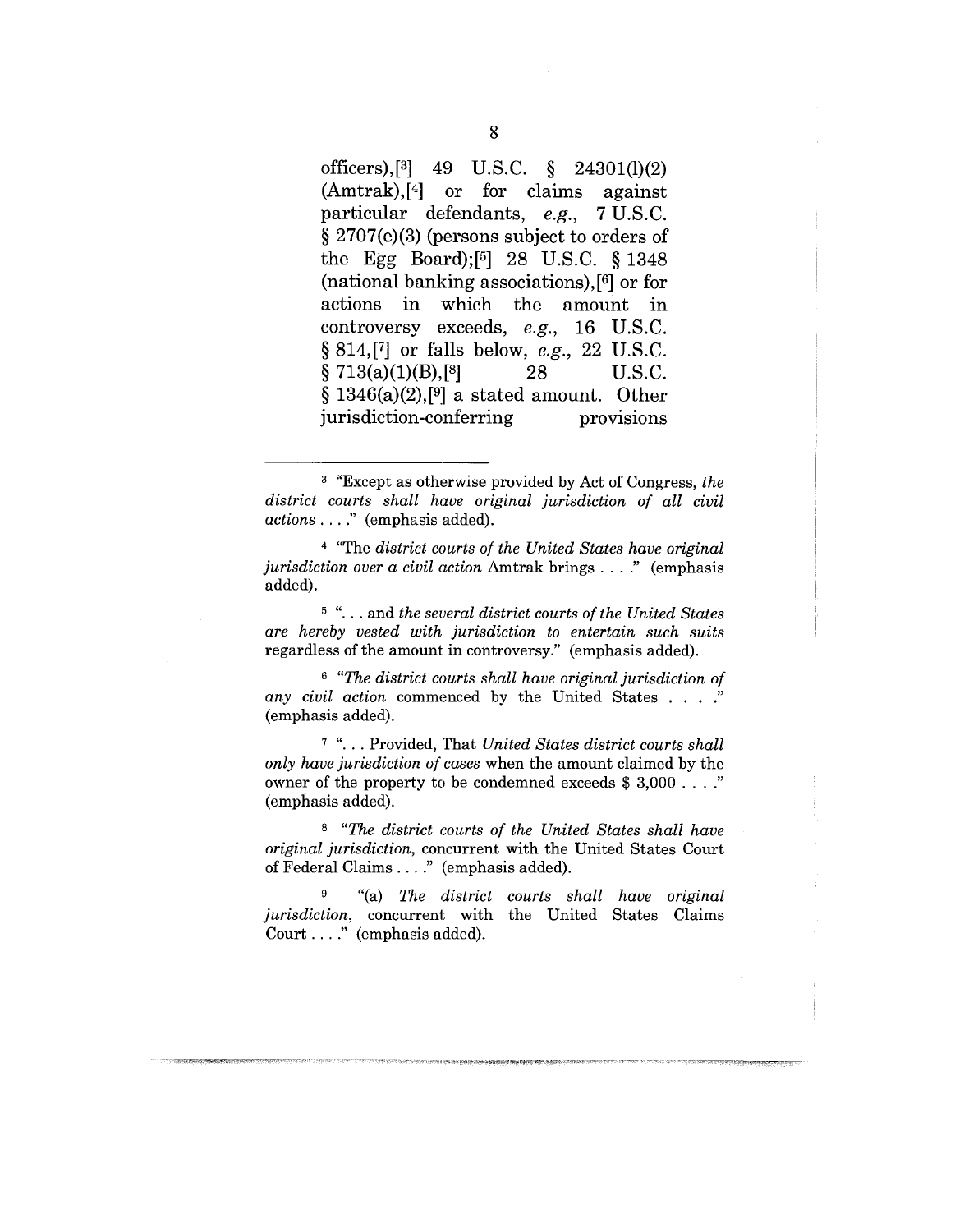officers),[3] 49 U.S.C. § 24301(l)(2) (Amtrak),[4] or for claims against particular defendants, *e.g.*, 7 U.S.C. § 2707(e)(3) (persons subject to orders of the Egg Board);[5] 28 U.S.C. § 1348 (national banking associations),[6] or for actions in which the amount in controversy exceeds, *e.g.*, 16 U.S.C. § 814,[7] or falls below, *e.g.*, 22 U.S.C. § 713(a)(1)(B),[8] 28 U.S.C. § 1346(a)(2),[9] a stated amount. Other jurisdiction-conferring provisions

---

[3] "Except as otherwise provided by Act of Congress, *the district courts shall have original jurisdiction of all civil actions* . . . ." (emphasis added).

[4] "The *district courts of the United States have original jurisdiction over a civil action* Amtrak brings . . . ." (emphasis added).

[5] ". . . and *the several district courts of the United States are hereby vested with jurisdiction to entertain such suits* regardless of the amount in controversy." (emphasis added).

[6] "*The district courts shall have original jurisdiction of any civil action* commenced by the United States . . . ." (emphasis added).

[7] ". . . Provided, That *United States district courts shall only have jurisdiction of cases* when the amount claimed by the owner of the property to be condemned exceeds $ 3,000 . . . ." (emphasis added).

[8] "*The district courts of the United States shall have original jurisdiction,* concurrent with the United States Court of Federal Claims . . . ." (emphasis added).

[9] "(a) *The district courts shall have original jurisdiction,* concurrent with the United States Claims Court . . . ." (emphasis added).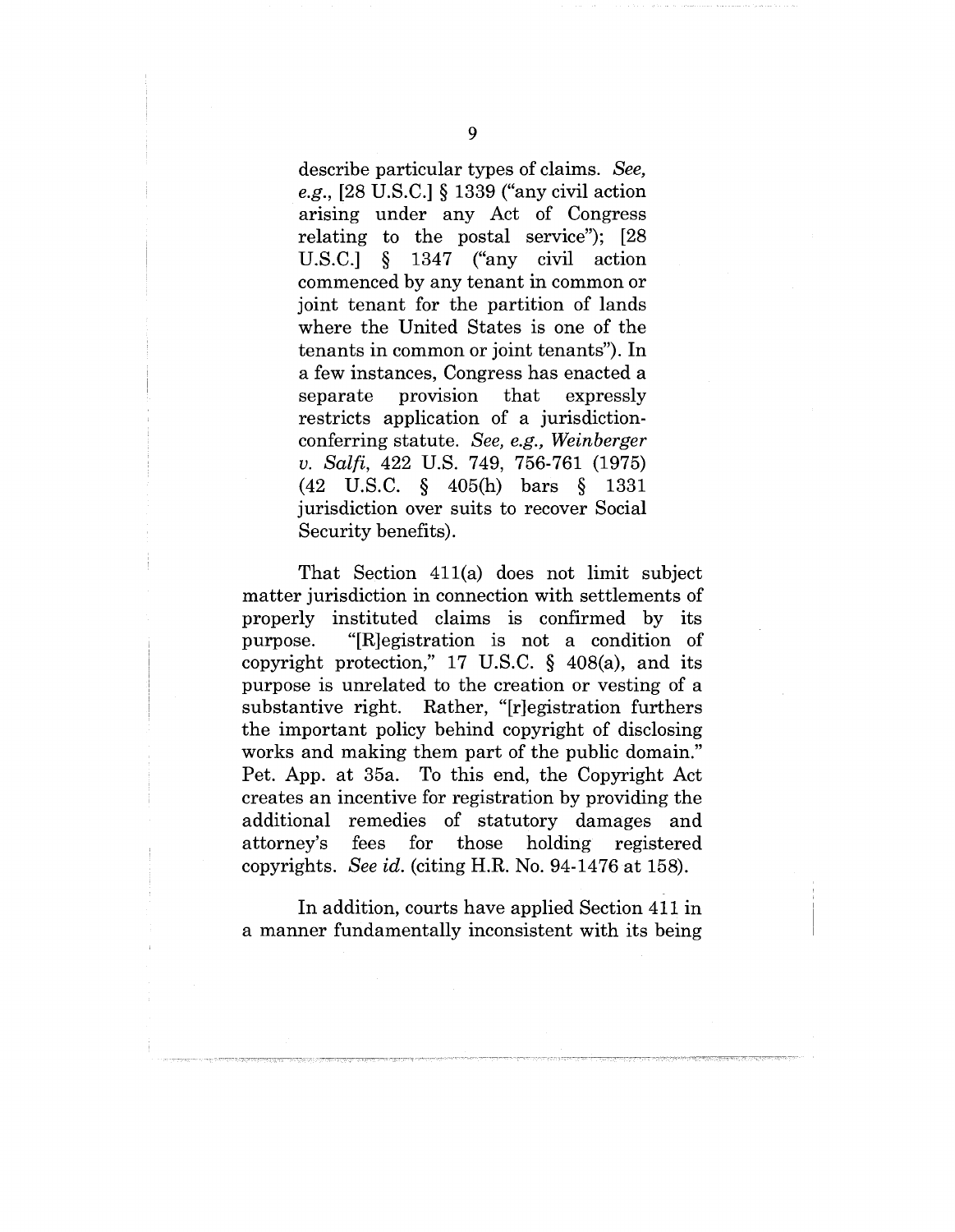> describe particular types of claims. *See, e.g.*, [28 U.S.C.] § 1339 ("any civil action arising under any Act of Congress relating to the postal service"); [28 U.S.C.] § 1347 ("any civil action commenced by any tenant in common or joint tenant for the partition of lands where the United States is one of the tenants in common or joint tenants"). In a few instances, Congress has enacted a separate provision that expressly restricts application of a jurisdiction-conferring statute. *See, e.g., Weinberger v. Salfi*, 422 U.S. 749, 756-761 (1975) (42 U.S.C. § 405(h) bars § 1331 jurisdiction over suits to recover Social Security benefits).

That Section 411(a) does not limit subject matter jurisdiction in connection with settlements of properly instituted claims is confirmed by its purpose. "[R]egistration is not a condition of copyright protection," 17 U.S.C. § 408(a), and its purpose is unrelated to the creation or vesting of a substantive right. Rather, "[r]egistration furthers the important policy behind copyright of disclosing works and making them part of the public domain." Pet. App. at 35a. To this end, the Copyright Act creates an incentive for registration by providing the additional remedies of statutory damages and attorney's fees for those holding registered copyrights. *See id.* (citing H.R. No. 94-1476 at 158).

In addition, courts have applied Section 411 in a manner fundamentally inconsistent with its being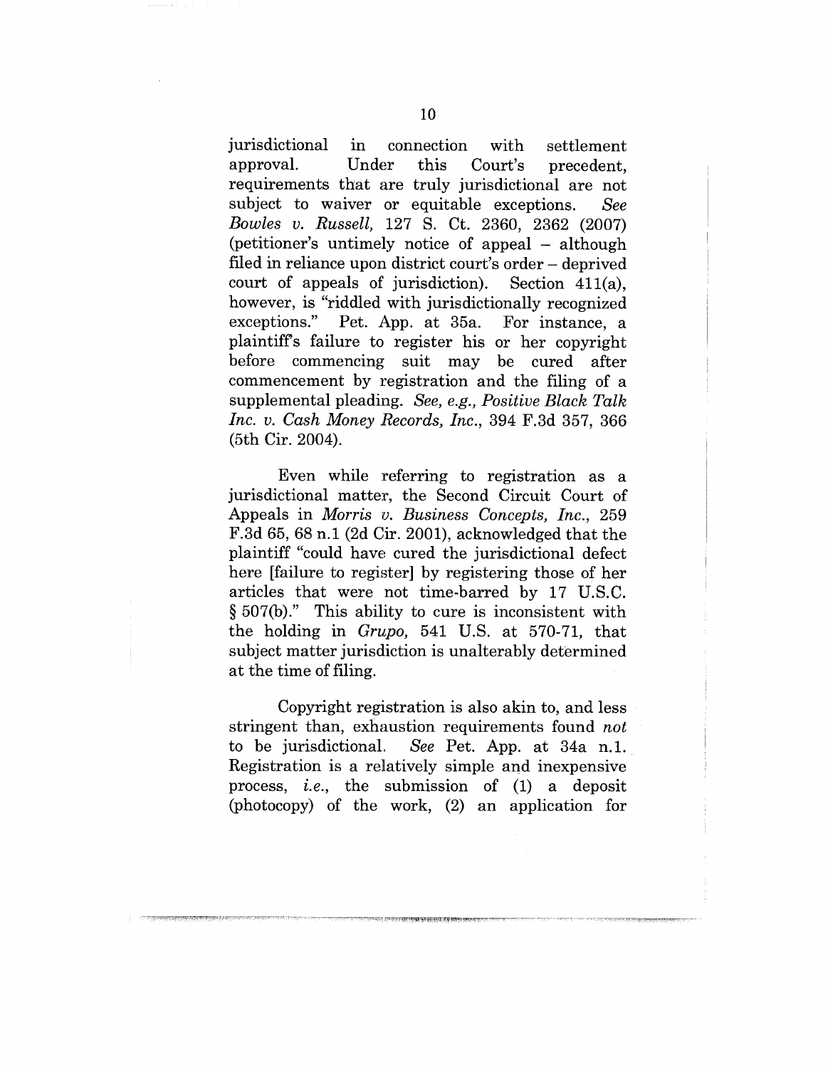jurisdictional in connection with settlement approval. Under this Court's precedent, requirements that are truly jurisdictional are not subject to waiver or equitable exceptions. *See Bowles v. Russell,* 127 S. Ct. 2360, 2362 (2007) (petitioner's untimely notice of appeal – although filed in reliance upon district court's order – deprived court of appeals of jurisdiction). Section 411(a), however, is "riddled with jurisdictionally recognized exceptions." Pet. App. at 35a. For instance, a plaintiff's failure to register his or her copyright before commencing suit may be cured after commencement by registration and the filing of a supplemental pleading. *See, e.g., Positive Black Talk Inc. v. Cash Money Records, Inc.*, 394 F.3d 357, 366 (5th Cir. 2004).

Even while referring to registration as a jurisdictional matter, the Second Circuit Court of Appeals in *Morris v. Business Concepts, Inc.*, 259 F.3d 65, 68 n.1 (2d Cir. 2001), acknowledged that the plaintiff "could have cured the jurisdictional defect here [failure to register] by registering those of her articles that were not time-barred by 17 U.S.C. § 507(b)." This ability to cure is inconsistent with the holding in *Grupo,* 541 U.S. at 570-71, that subject matter jurisdiction is unalterably determined at the time of filing.

Copyright registration is also akin to, and less stringent than, exhaustion requirements found *not* to be jurisdictional. *See* Pet. App. at 34a n.1. Registration is a relatively simple and inexpensive process, *i.e.,* the submission of (1) a deposit (photocopy) of the work, (2) an application for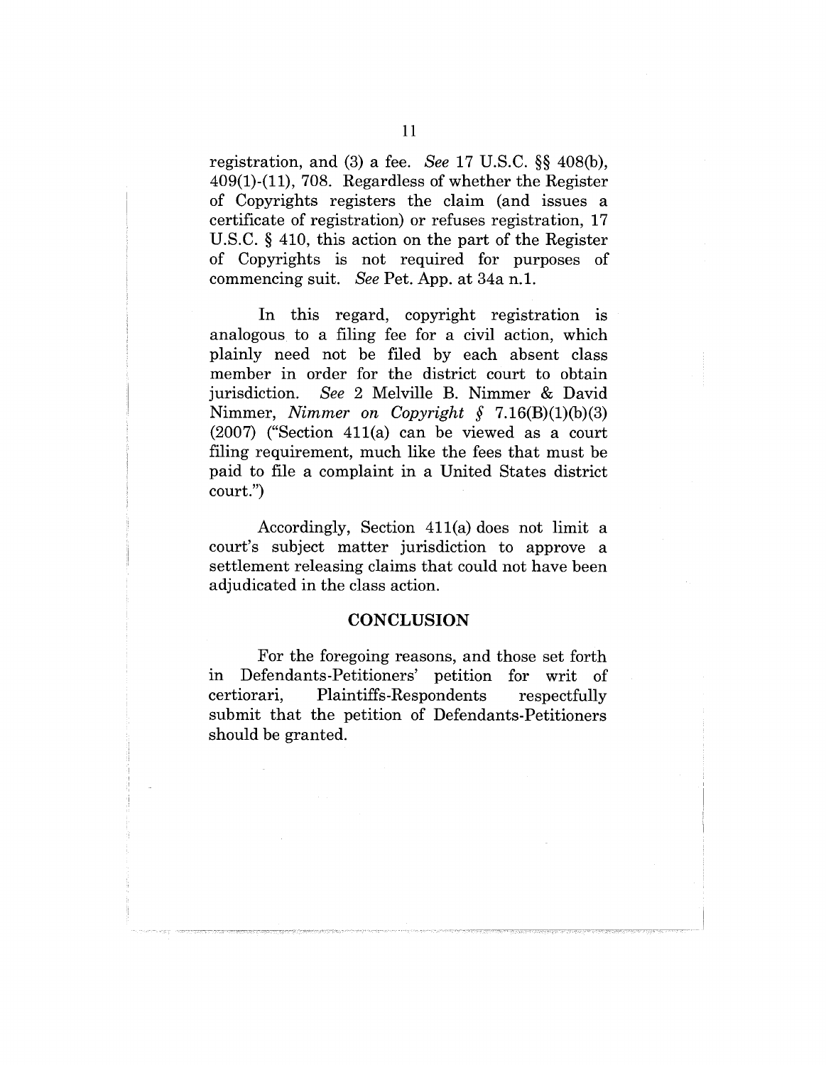registration, and (3) a fee. *See* 17 U.S.C. §§ 408(b), 409(1)-(11), 708. Regardless of whether the Register of Copyrights registers the claim (and issues a certificate of registration) or refuses registration, 17 U.S.C. § 410, this action on the part of the Register of Copyrights is not required for purposes of commencing suit. *See* Pet. App. at 34a n.1.

In this regard, copyright registration is analogous to a filing fee for a civil action, which plainly need not be filed by each absent class member in order for the district court to obtain jurisdiction. *See* 2 Melville B. Nimmer & David Nimmer, *Nimmer on Copyright § 7.16(B)(1)(b)(3)* (2007) ("Section 411(a) can be viewed as a court filing requirement, much like the fees that must be paid to file a complaint in a United States district court.")

Accordingly, Section 411(a) does not limit a court's subject matter jurisdiction to approve a settlement releasing claims that could not have been adjudicated in the class action.

## CONCLUSION

For the foregoing reasons, and those set forth in Defendants-Petitioners' petition for writ of certiorari, Plaintiffs-Respondents respectfully submit that the petition of Defendants-Petitioners should be granted.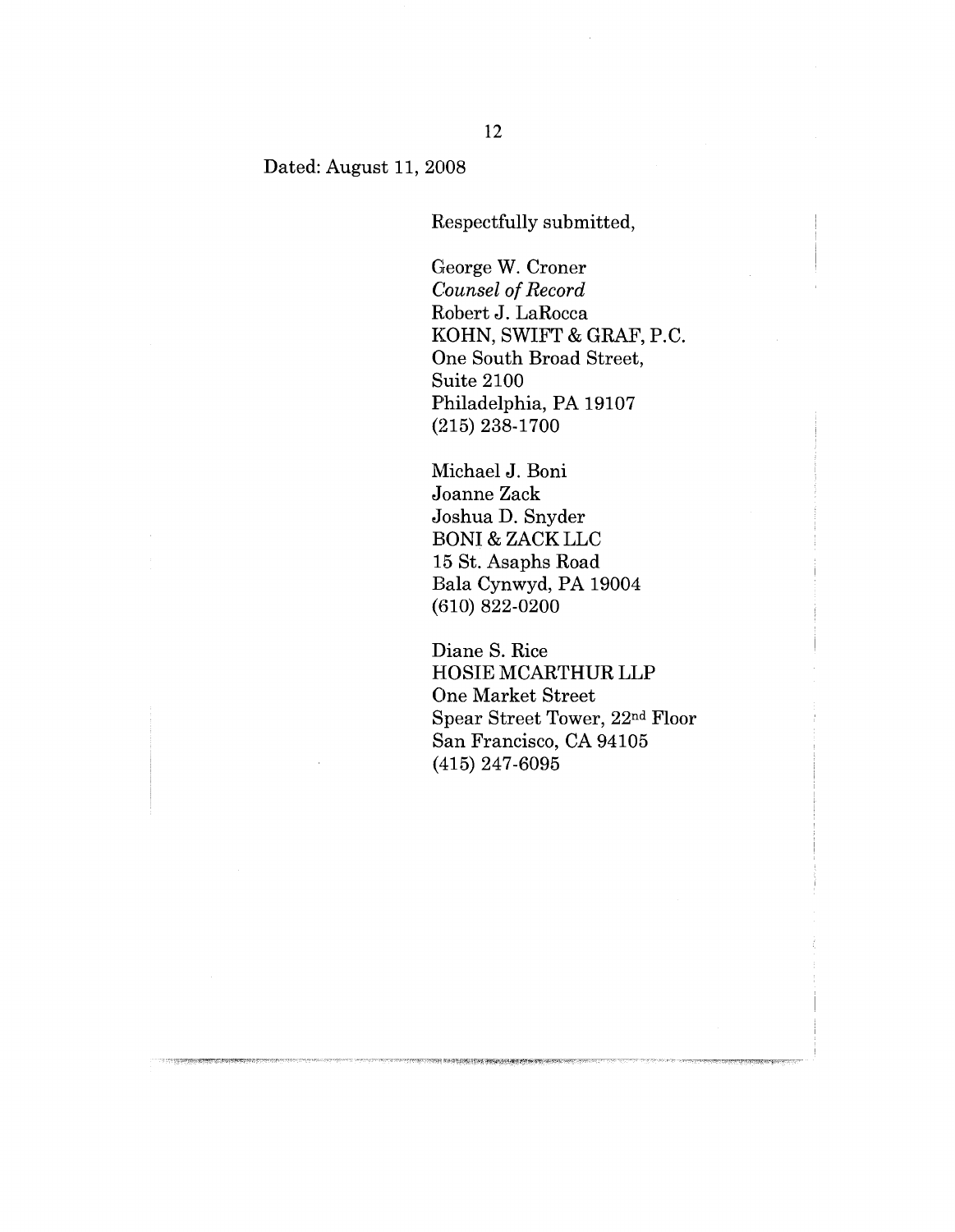Dated: August 11, 2008

Respectfully submitted,

George W. Croner  
*Counsel of Record*  
Robert J. LaRocca  
KOHN, SWIFT & GRAF, P.C.  
One South Broad Street,  
Suite 2100  
Philadelphia, PA 19107  
(215) 238-1700

Michael J. Boni  
Joanne Zack  
Joshua D. Snyder  
BONI & ZACK LLC  
15 St. Asaphs Road  
Bala Cynwyd, PA 19004  
(610) 822-0200

Diane S. Rice  
HOSIE MCARTHUR LLP  
One Market Street  
Spear Street Tower, 22nd Floor  
San Francisco, CA 94105  
(415) 247-6095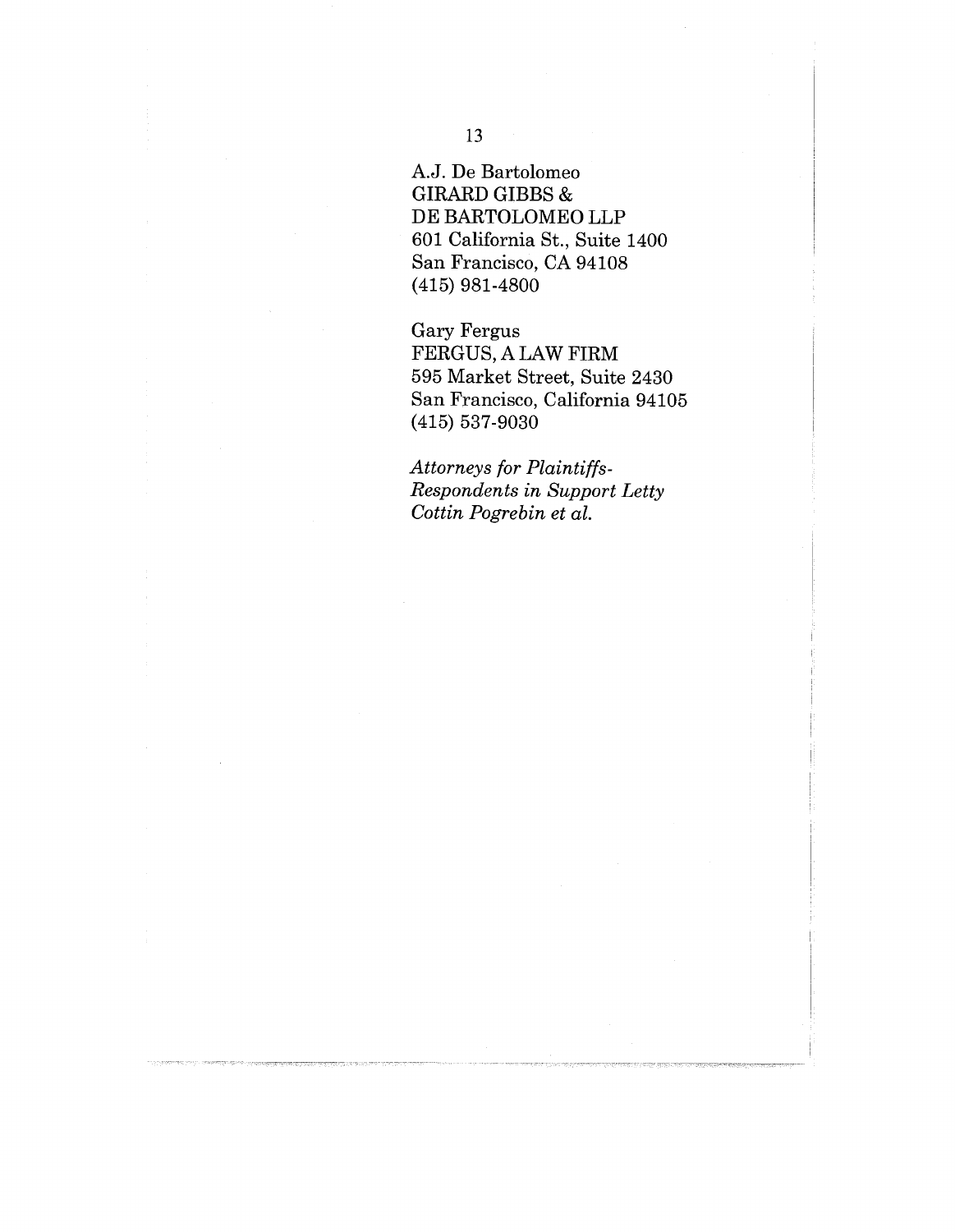A.J. De Bartolomeo
GIRARD GIBBS &
DE BARTOLOMEO LLP
601 California St., Suite 1400
San Francisco, CA 94108
(415) 981-4800

Gary Fergus
FERGUS, A LAW FIRM
595 Market Street, Suite 2430
San Francisco, California 94105
(415) 537-9030

*Attorneys for Plaintiffs-Respondents in Support Letty Cottin Pogrebin et al.*